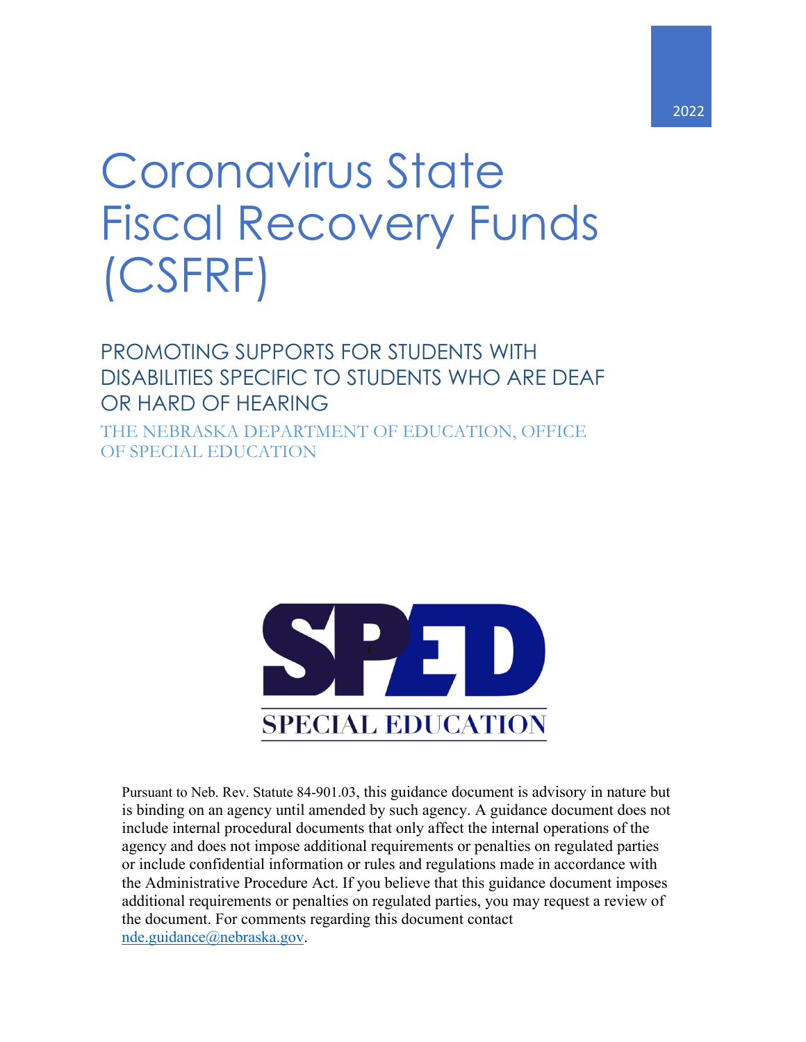2022

# Coronavirus State Fiscal Recovery Funds (CSFRF)

## PROMOTING SUPPORTS FOR STUDENTS WITH DISABILITIES SPECIFIC TO STUDENTS WHO ARE DEAF OR HARD OF HEARING

### THE NEBRASKA DEPARTMENT OF EDUCATION, OFFICE OF SPECIAL EDUCATION

SPED

SPECIAL EDUCATION

Pursuant to Neb. Rev. Statute 84-901.03, this guidance document is advisory in nature but is binding on an agency until amended by such agency. A guidance document does not include internal procedural documents that only affect the internal operations of the agency and does not impose additional requirements or penalties on regulated parties or include confidential information or rules and regulations made in accordance with the Administrative Procedure Act. If you believe that this guidance document imposes additional requirements or penalties on regulated parties, you may request a review of the document. For comments regarding this document contact nde.guidance@nebraska.gov.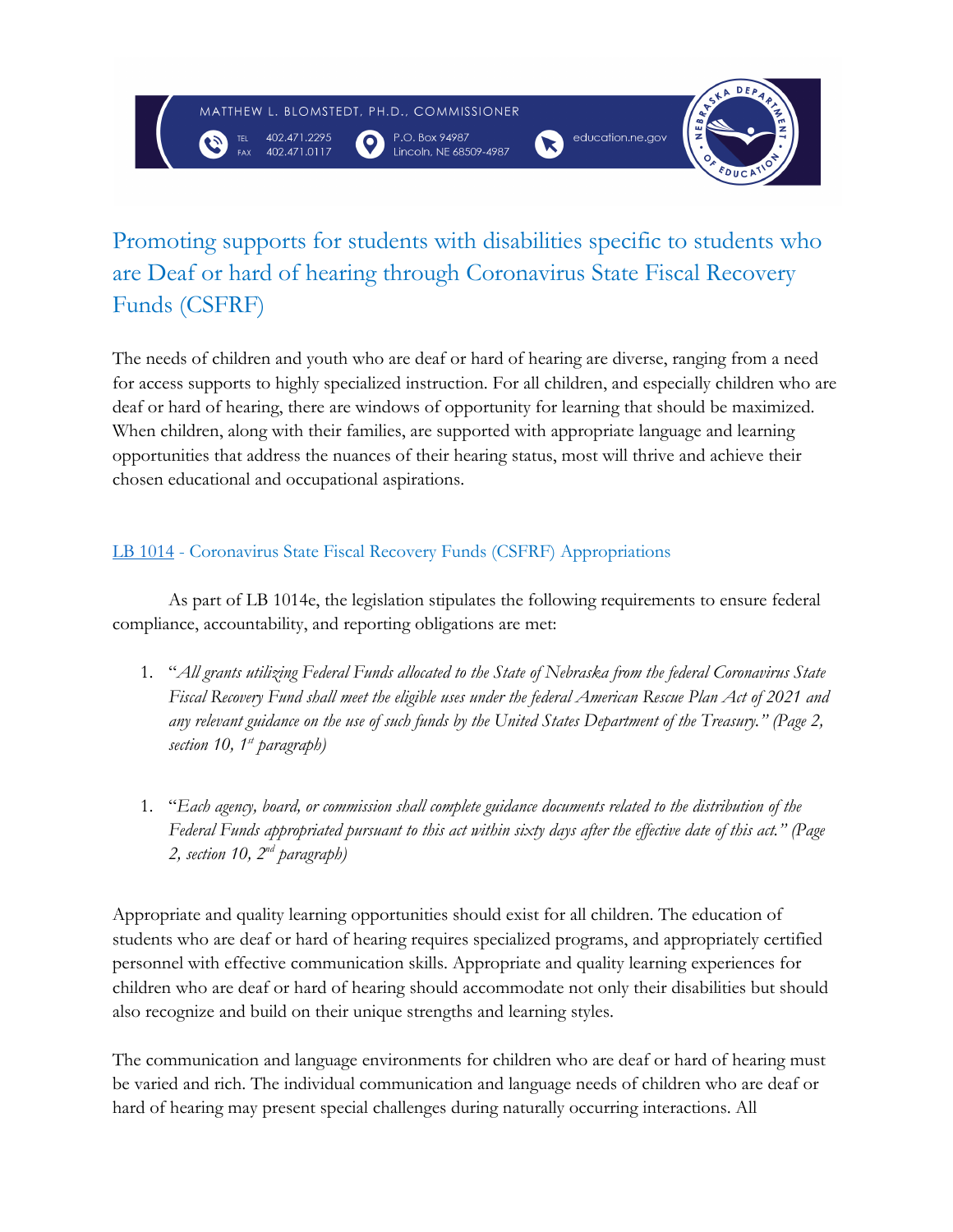# Promoting supports for students with disabilities specific to students who are Deaf or hard of hearing through Coronavirus State Fiscal Recovery Funds (CSFRF)

The needs of children and youth who are deaf or hard of hearing are diverse, ranging from a need for access supports to highly specialized instruction. For all children, and especially children who are deaf or hard of hearing, there are windows of opportunity for learning that should be maximized. When children, along with their families, are supported with appropriate language and learning opportunities that address the nuances of their hearing status, most will thrive and achieve their chosen educational and occupational aspirations.

## LB 1014 - Coronavirus State Fiscal Recovery Funds (CSFRF) Appropriations

As part of LB 1014e, the legislation stipulates the following requirements to ensure federal compliance, accountability, and reporting obligations are met:

1. "*All grants utilizing Federal Funds allocated to the State of Nebraska from the federal Coronavirus State Fiscal Recovery Fund shall meet the eligible uses under the federal American Rescue Plan Act of 2021 and any relevant guidance on the use of such funds by the United States Department of the Treasury." (Page 2, section 10, 1st paragraph)*

1. "*Each agency, board, or commission shall complete guidance documents related to the distribution of the Federal Funds appropriated pursuant to this act within sixty days after the effective date of this act." (Page 2, section 10, 2nd paragraph)*

Appropriate and quality learning opportunities should exist for all children. The education of students who are deaf or hard of hearing requires specialized programs, and appropriately certified personnel with effective communication skills. Appropriate and quality learning experiences for children who are deaf or hard of hearing should accommodate not only their disabilities but should also recognize and build on their unique strengths and learning styles.

The communication and language environments for children who are deaf or hard of hearing must be varied and rich. The individual communication and language needs of children who are deaf or hard of hearing may present special challenges during naturally occurring interactions. All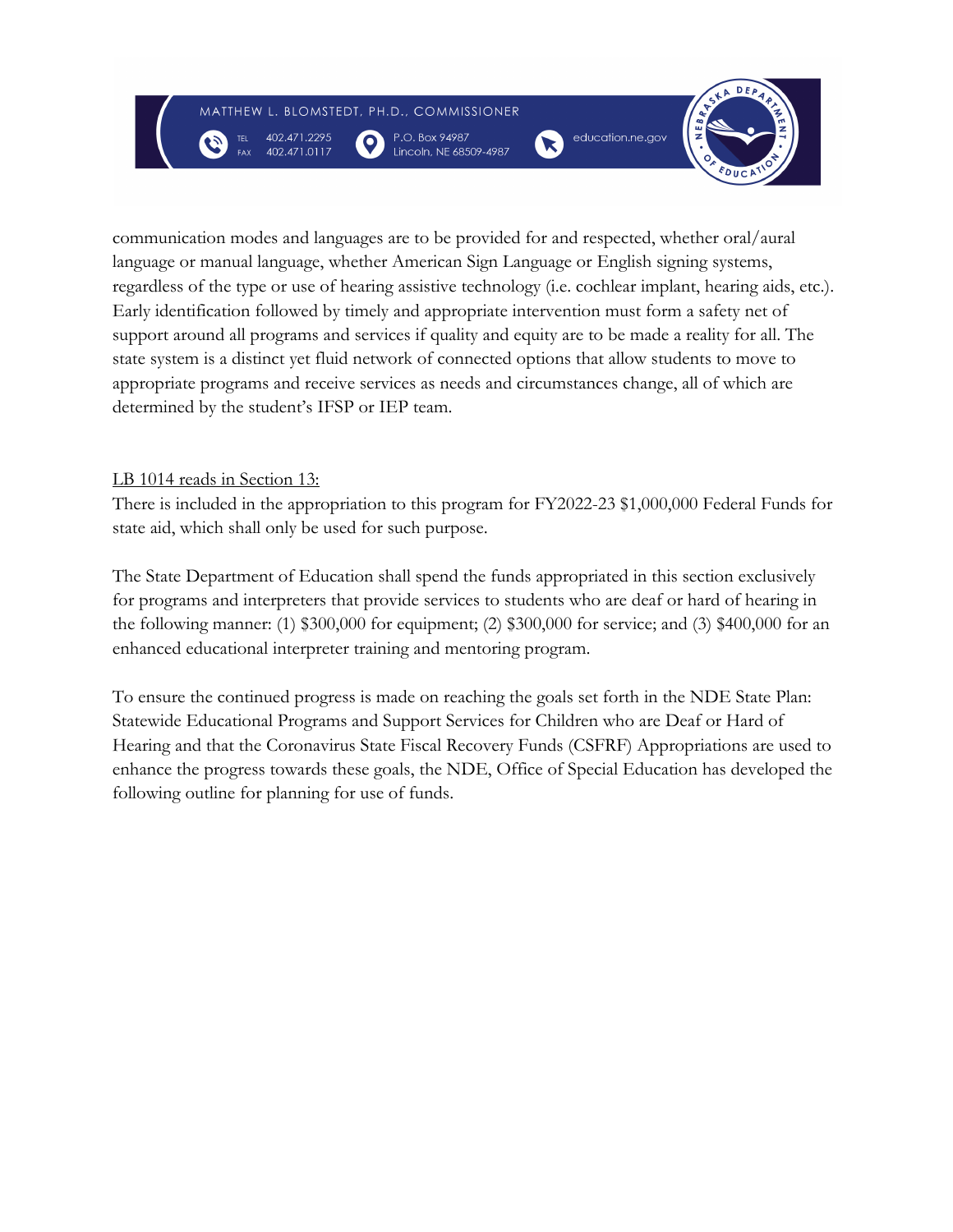communication modes and languages are to be provided for and respected, whether oral/aural language or manual language, whether American Sign Language or English signing systems, regardless of the type or use of hearing assistive technology (i.e. cochlear implant, hearing aids, etc.). Early identification followed by timely and appropriate intervention must form a safety net of support around all programs and services if quality and equity are to be made a reality for all. The state system is a distinct yet fluid network of connected options that allow students to move to appropriate programs and receive services as needs and circumstances change, all of which are determined by the student's IFSP or IEP team.

<u>LB 1014 reads in Section 13:</u>

There is included in the appropriation to this program for FY2022-23 $1,000,000 Federal Funds for state aid, which shall only be used for such purpose.

The State Department of Education shall spend the funds appropriated in this section exclusively for programs and interpreters that provide services to students who are deaf or hard of hearing in the following manner: (1) $300,000 for equipment; (2) $300,000 for service; and (3) $400,000 for an enhanced educational interpreter training and mentoring program.

To ensure the continued progress is made on reaching the goals set forth in the NDE State Plan: Statewide Educational Programs and Support Services for Children who are Deaf or Hard of Hearing and that the Coronavirus State Fiscal Recovery Funds (CSFRF) Appropriations are used to enhance the progress towards these goals, the NDE, Office of Special Education has developed the following outline for planning for use of funds.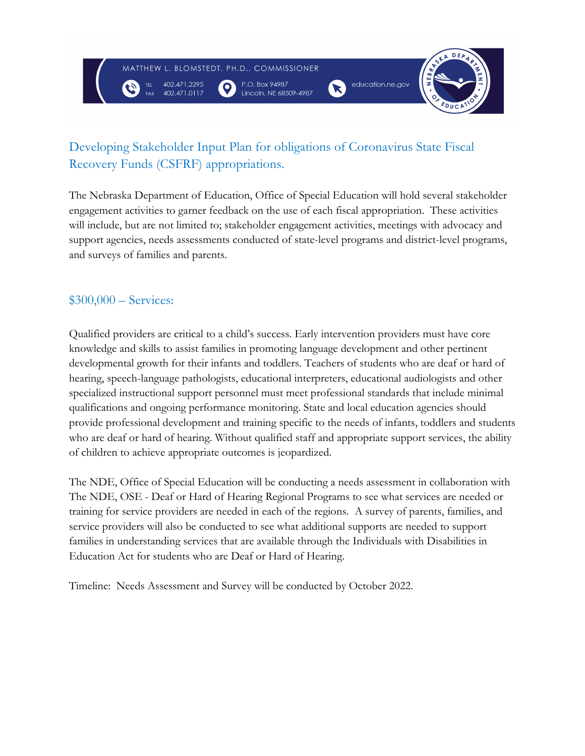## Developing Stakeholder Input Plan for obligations of Coronavirus State Fiscal Recovery Funds (CSFRF) appropriations.

The Nebraska Department of Education, Office of Special Education will hold several stakeholder engagement activities to garner feedback on the use of each fiscal appropriation. These activities will include, but are not limited to; stakeholder engagement activities, meetings with advocacy and support agencies, needs assessments conducted of state-level programs and district-level programs, and surveys of families and parents.

## $300,000 – Services:

Qualified providers are critical to a child's success. Early intervention providers must have core knowledge and skills to assist families in promoting language development and other pertinent developmental growth for their infants and toddlers. Teachers of students who are deaf or hard of hearing, speech-language pathologists, educational interpreters, educational audiologists and other specialized instructional support personnel must meet professional standards that include minimal qualifications and ongoing performance monitoring. State and local education agencies should provide professional development and training specific to the needs of infants, toddlers and students who are deaf or hard of hearing. Without qualified staff and appropriate support services, the ability of children to achieve appropriate outcomes is jeopardized.

The NDE, Office of Special Education will be conducting a needs assessment in collaboration with The NDE, OSE - Deaf or Hard of Hearing Regional Programs to see what services are needed or training for service providers are needed in each of the regions. A survey of parents, families, and service providers will also be conducted to see what additional supports are needed to support families in understanding services that are available through the Individuals with Disabilities in Education Act for students who are Deaf or Hard of Hearing.

Timeline: Needs Assessment and Survey will be conducted by October 2022.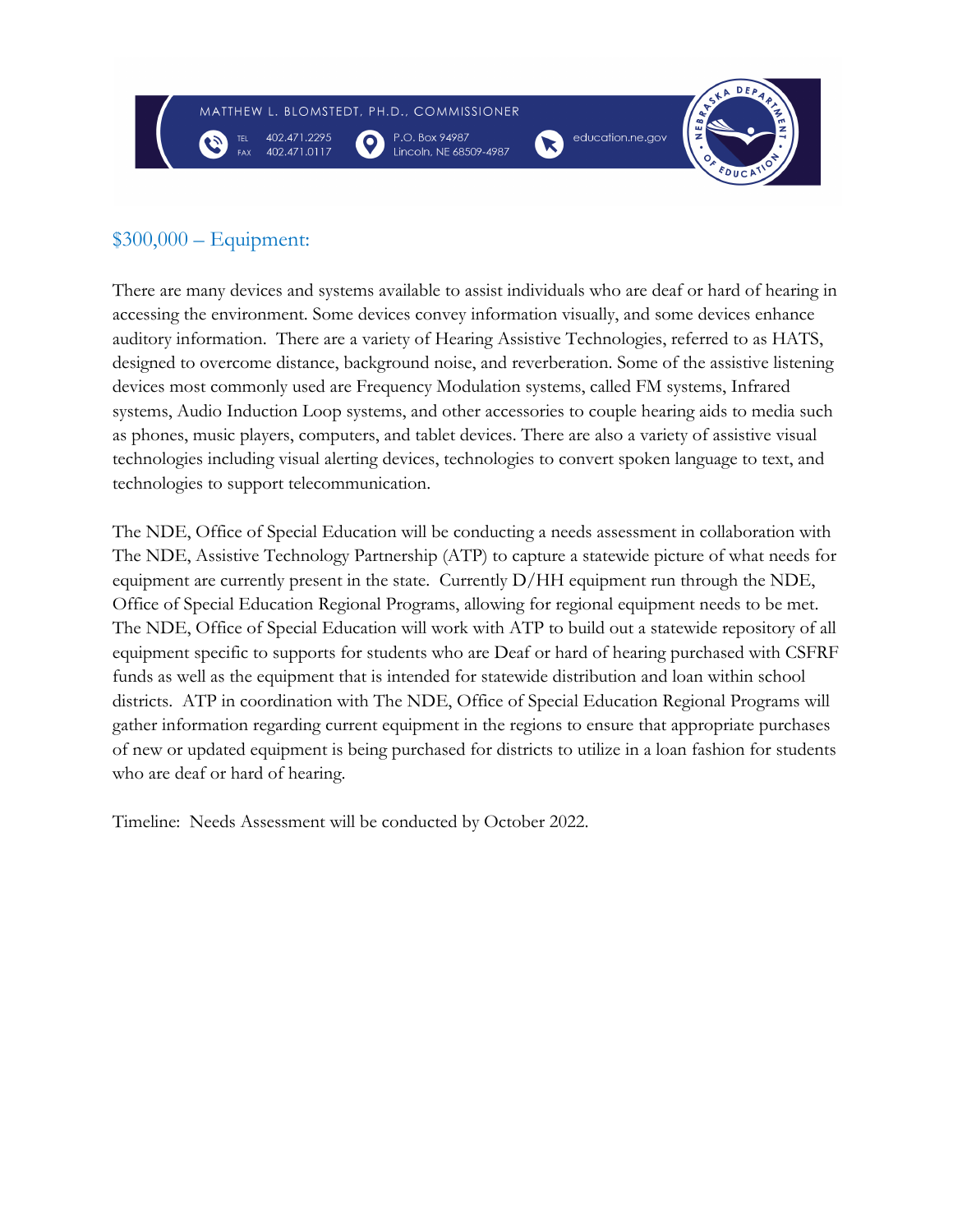## $300,000 – Equipment:

There are many devices and systems available to assist individuals who are deaf or hard of hearing in accessing the environment. Some devices convey information visually, and some devices enhance auditory information. There are a variety of Hearing Assistive Technologies, referred to as HATS, designed to overcome distance, background noise, and reverberation. Some of the assistive listening devices most commonly used are Frequency Modulation systems, called FM systems, Infrared systems, Audio Induction Loop systems, and other accessories to couple hearing aids to media such as phones, music players, computers, and tablet devices. There are also a variety of assistive visual technologies including visual alerting devices, technologies to convert spoken language to text, and technologies to support telecommunication.

The NDE, Office of Special Education will be conducting a needs assessment in collaboration with The NDE, Assistive Technology Partnership (ATP) to capture a statewide picture of what needs for equipment are currently present in the state. Currently D/HH equipment run through the NDE, Office of Special Education Regional Programs, allowing for regional equipment needs to be met. The NDE, Office of Special Education will work with ATP to build out a statewide repository of all equipment specific to supports for students who are Deaf or hard of hearing purchased with CSFRF funds as well as the equipment that is intended for statewide distribution and loan within school districts. ATP in coordination with The NDE, Office of Special Education Regional Programs will gather information regarding current equipment in the regions to ensure that appropriate purchases of new or updated equipment is being purchased for districts to utilize in a loan fashion for students who are deaf or hard of hearing.

Timeline: Needs Assessment will be conducted by October 2022.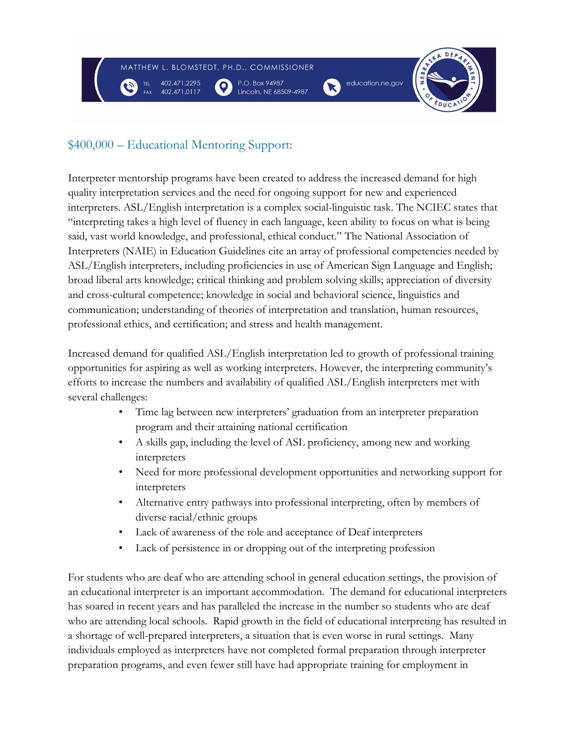## $400,000 – Educational Mentoring Support:

Interpreter mentorship programs have been created to address the increased demand for high quality interpretation services and the need for ongoing support for new and experienced interpreters. ASL/English interpretation is a complex social-linguistic task. The NCIEC states that "interpreting takes a high level of fluency in each language, keen ability to focus on what is being said, vast world knowledge, and professional, ethical conduct." The National Association of Interpreters (NAIE) in Education Guidelines cite an array of professional competencies needed by ASL/English interpreters, including proficiencies in use of American Sign Language and English; broad liberal arts knowledge; critical thinking and problem solving skills; appreciation of diversity and cross-cultural competence; knowledge in social and behavioral science, linguistics and communication; understanding of theories of interpretation and translation, human resources, professional ethics, and certification; and stress and health management.

Increased demand for qualified ASL/English interpretation led to growth of professional training opportunities for aspiring as well as working interpreters. However, the interpreting community's efforts to increase the numbers and availability of qualified ASL/English interpreters met with several challenges:

- Time lag between new interpreters' graduation from an interpreter preparation program and their attaining national certification
- A skills gap, including the level of ASL proficiency, among new and working interpreters
- Need for more professional development opportunities and networking support for interpreters
- Alternative entry pathways into professional interpreting, often by members of diverse racial/ethnic groups
- Lack of awareness of the role and acceptance of Deaf interpreters
- Lack of persistence in or dropping out of the interpreting profession

For students who are deaf who are attending school in general education settings, the provision of an educational interpreter is an important accommodation. The demand for educational interpreters has soared in recent years and has paralleled the increase in the number so students who are deaf who are attending local schools. Rapid growth in the field of educational interpreting has resulted in a shortage of well-prepared interpreters, a situation that is even worse in rural settings. Many individuals employed as interpreters have not completed formal preparation through interpreter preparation programs, and even fewer still have had appropriate training for employment in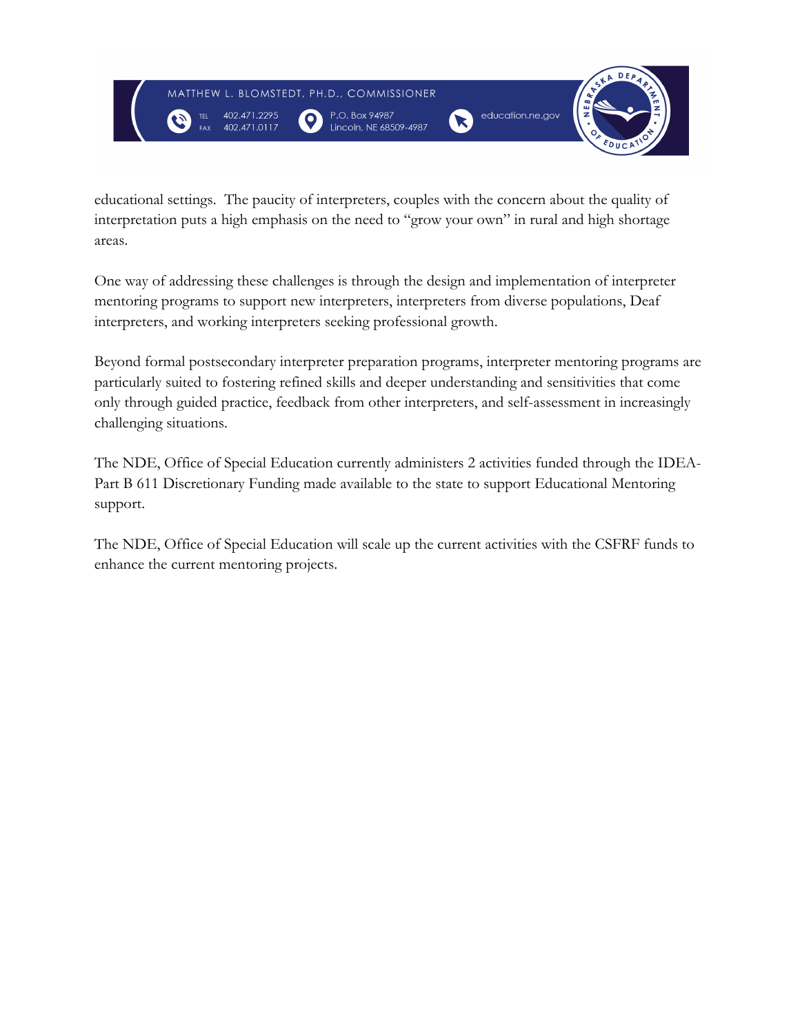educational settings. The paucity of interpreters, couples with the concern about the quality of interpretation puts a high emphasis on the need to "grow your own" in rural and high shortage areas.

One way of addressing these challenges is through the design and implementation of interpreter mentoring programs to support new interpreters, interpreters from diverse populations, Deaf interpreters, and working interpreters seeking professional growth.

Beyond formal postsecondary interpreter preparation programs, interpreter mentoring programs are particularly suited to fostering refined skills and deeper understanding and sensitivities that come only through guided practice, feedback from other interpreters, and self-assessment in increasingly challenging situations.

The NDE, Office of Special Education currently administers 2 activities funded through the IDEA-Part B 611 Discretionary Funding made available to the state to support Educational Mentoring support.

The NDE, Office of Special Education will scale up the current activities with the CSFRF funds to enhance the current mentoring projects.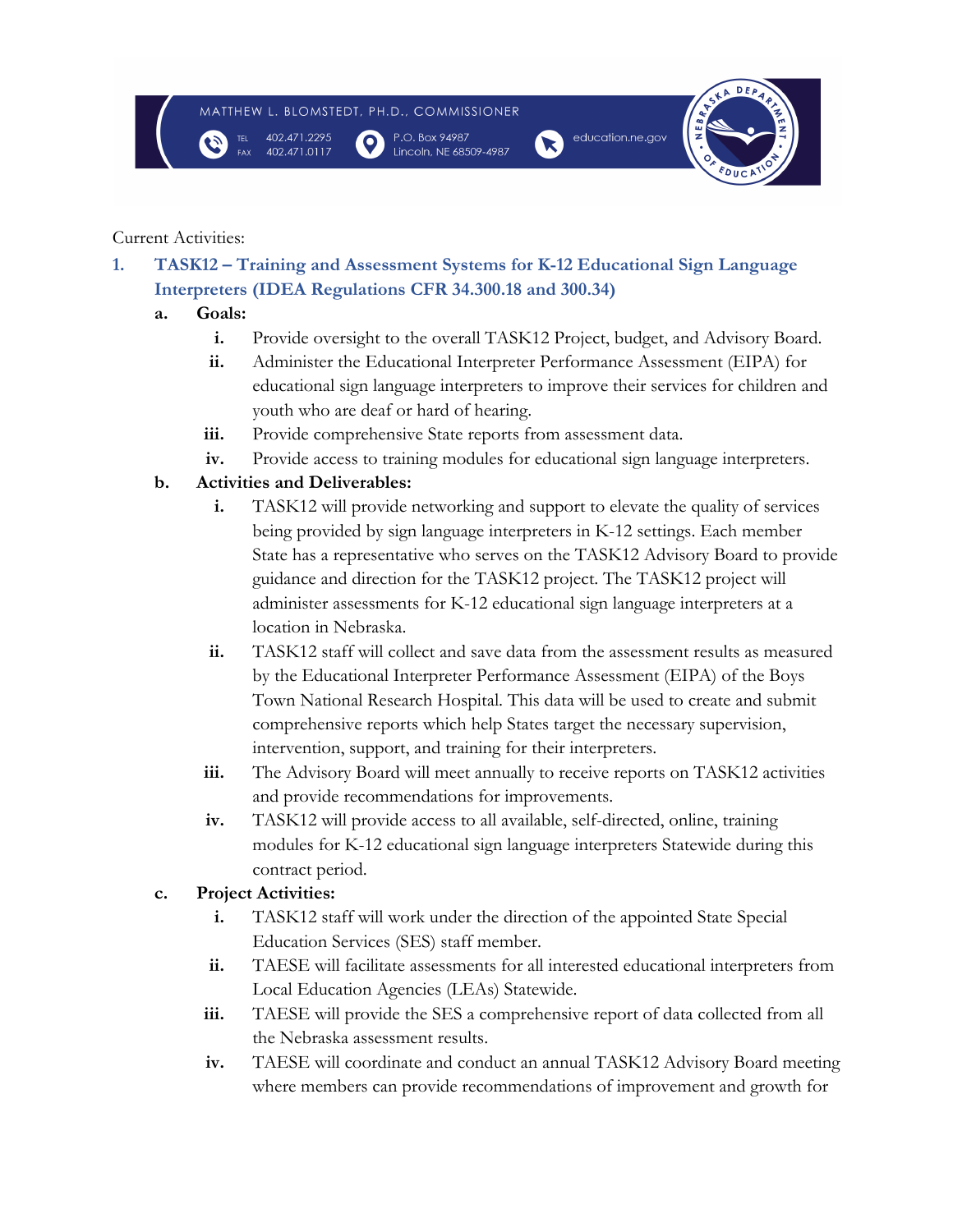Current Activities:

1. **TASK12 – Training and Assessment Systems for K-12 Educational Sign Language Interpreters (IDEA Regulations CFR 34.300.18 and 300.34)**

   a. **Goals:**

      i. Provide oversight to the overall TASK12 Project, budget, and Advisory Board.

      ii. Administer the Educational Interpreter Performance Assessment (EIPA) for educational sign language interpreters to improve their services for children and youth who are deaf or hard of hearing.

      iii. Provide comprehensive State reports from assessment data.

      iv. Provide access to training modules for educational sign language interpreters.

   b. **Activities and Deliverables:**

      i. TASK12 will provide networking and support to elevate the quality of services being provided by sign language interpreters in K-12 settings. Each member State has a representative who serves on the TASK12 Advisory Board to provide guidance and direction for the TASK12 project. The TASK12 project will administer assessments for K-12 educational sign language interpreters at a location in Nebraska.

      ii. TASK12 staff will collect and save data from the assessment results as measured by the Educational Interpreter Performance Assessment (EIPA) of the Boys Town National Research Hospital. This data will be used to create and submit comprehensive reports which help States target the necessary supervision, intervention, support, and training for their interpreters.

      iii. The Advisory Board will meet annually to receive reports on TASK12 activities and provide recommendations for improvements.

      iv. TASK12 will provide access to all available, self-directed, online, training modules for K-12 educational sign language interpreters Statewide during this contract period.

   c. **Project Activities:**

      i. TASK12 staff will work under the direction of the appointed State Special Education Services (SES) staff member.

      ii. TAESE will facilitate assessments for all interested educational interpreters from Local Education Agencies (LEAs) Statewide.

      iii. TAESE will provide the SES a comprehensive report of data collected from all the Nebraska assessment results.

      iv. TAESE will coordinate and conduct an annual TASK12 Advisory Board meeting where members can provide recommendations of improvement and growth for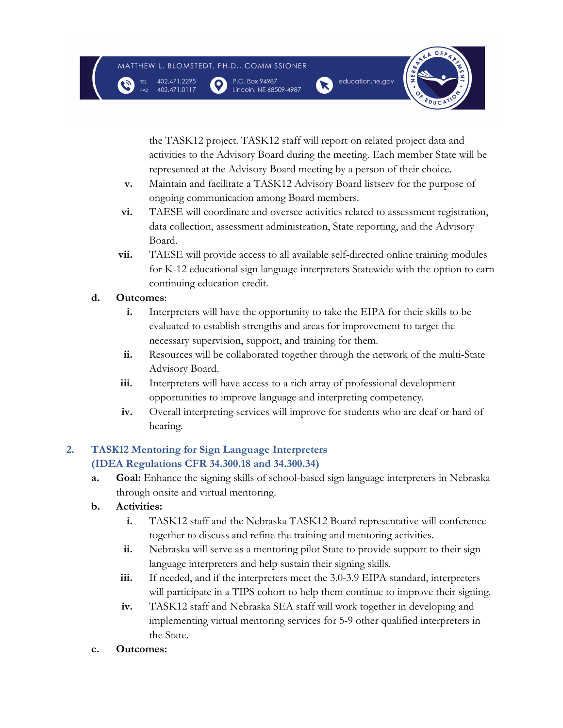the TASK12 project. TASK12 staff will report on related project data and activities to the Advisory Board during the meeting. Each member State will be represented at the Advisory Board meeting by a person of their choice.

v. Maintain and facilitate a TASK12 Advisory Board listserv for the purpose of ongoing communication among Board members.

vi. TAESE will coordinate and oversee activities related to assessment registration, data collection, assessment administration, State reporting, and the Advisory Board.

vii. TAESE will provide access to all available self-directed online training modules for K-12 educational sign language interpreters Statewide with the option to earn continuing education credit.

**d. Outcomes**:

i. Interpreters will have the opportunity to take the EIPA for their skills to be evaluated to establish strengths and areas for improvement to target the necessary supervision, support, and training for them.

ii. Resources will be collaborated together through the network of the multi-State Advisory Board.

iii. Interpreters will have access to a rich array of professional development opportunities to improve language and interpreting competency.

iv. Overall interpreting services will improve for students who are deaf or hard of hearing.

## 2. TASK12 Mentoring for Sign Language Interpreters (IDEA Regulations CFR 34.300.18 and 34.300.34)

**a. Goal:** Enhance the signing skills of school-based sign language interpreters in Nebraska through onsite and virtual mentoring.

**b. Activities:**

i. TASK12 staff and the Nebraska TASK12 Board representative will conference together to discuss and refine the training and mentoring activities.

ii. Nebraska will serve as a mentoring pilot State to provide support to their sign language interpreters and help sustain their signing skills.

iii. If needed, and if the interpreters meet the 3.0-3.9 EIPA standard, interpreters will participate in a TIPS cohort to help them continue to improve their signing.

iv. TASK12 staff and Nebraska SEA staff will work together in developing and implementing virtual mentoring services for 5-9 other qualified interpreters in the State.

**c. Outcomes:**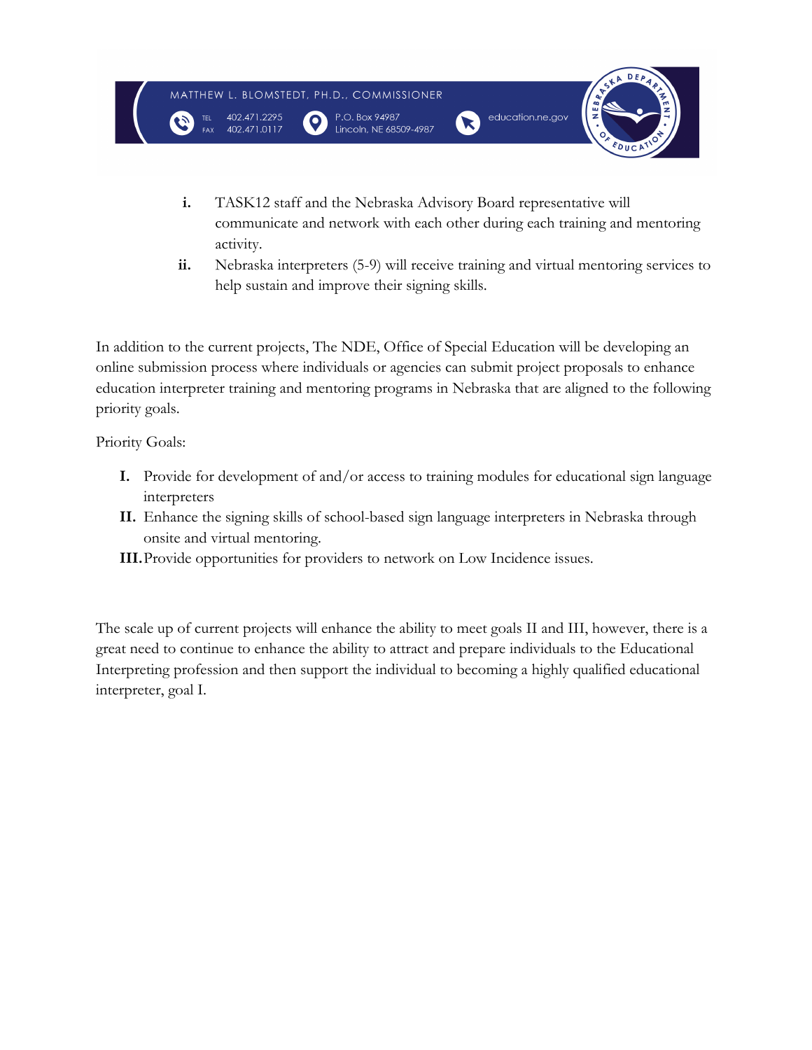i. TASK12 staff and the Nebraska Advisory Board representative will communicate and network with each other during each training and mentoring activity.

ii. Nebraska interpreters (5-9) will receive training and virtual mentoring services to help sustain and improve their signing skills.

In addition to the current projects, The NDE, Office of Special Education will be developing an online submission process where individuals or agencies can submit project proposals to enhance education interpreter training and mentoring programs in Nebraska that are aligned to the following priority goals.

Priority Goals:

**I.** Provide for development of and/or access to training modules for educational sign language interpreters

**II.** Enhance the signing skills of school-based sign language interpreters in Nebraska through onsite and virtual mentoring.

**III.** Provide opportunities for providers to network on Low Incidence issues.

The scale up of current projects will enhance the ability to meet goals II and III, however, there is a great need to continue to enhance the ability to attract and prepare individuals to the Educational Interpreting profession and then support the individual to becoming a highly qualified educational interpreter, goal I.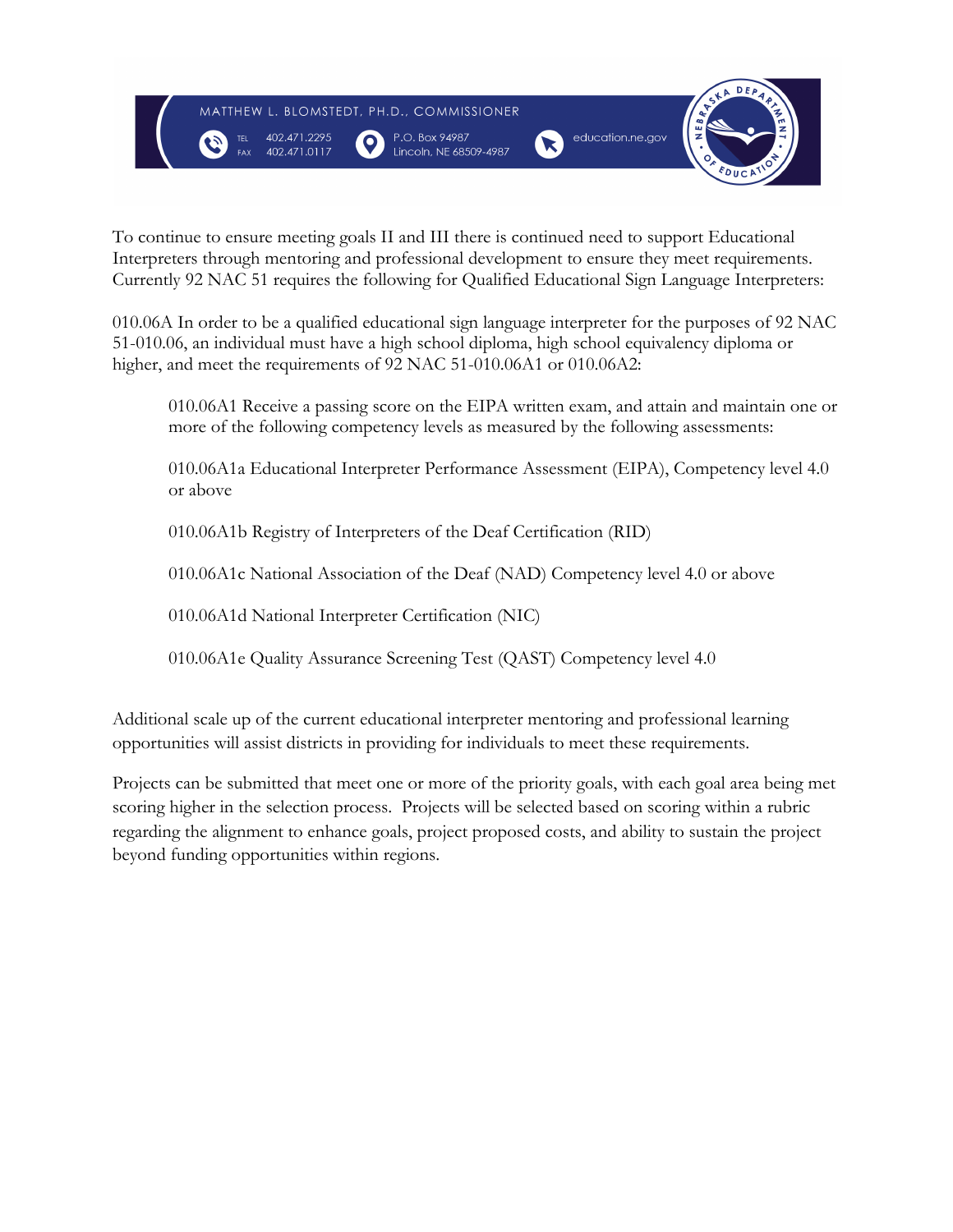To continue to ensure meeting goals II and III there is continued need to support Educational Interpreters through mentoring and professional development to ensure they meet requirements. Currently 92 NAC 51 requires the following for Qualified Educational Sign Language Interpreters:

010.06A In order to be a qualified educational sign language interpreter for the purposes of 92 NAC 51-010.06, an individual must have a high school diploma, high school equivalency diploma or higher, and meet the requirements of 92 NAC 51-010.06A1 or 010.06A2:

> 010.06A1 Receive a passing score on the EIPA written exam, and attain and maintain one or more of the following competency levels as measured by the following assessments:
>
> 010.06A1a Educational Interpreter Performance Assessment (EIPA), Competency level 4.0 or above
>
> 010.06A1b Registry of Interpreters of the Deaf Certification (RID)
>
> 010.06A1c National Association of the Deaf (NAD) Competency level 4.0 or above
>
> 010.06A1d National Interpreter Certification (NIC)
>
> 010.06A1e Quality Assurance Screening Test (QAST) Competency level 4.0

Additional scale up of the current educational interpreter mentoring and professional learning opportunities will assist districts in providing for individuals to meet these requirements.

Projects can be submitted that meet one or more of the priority goals, with each goal area being met scoring higher in the selection process. Projects will be selected based on scoring within a rubric regarding the alignment to enhance goals, project proposed costs, and ability to sustain the project beyond funding opportunities within regions.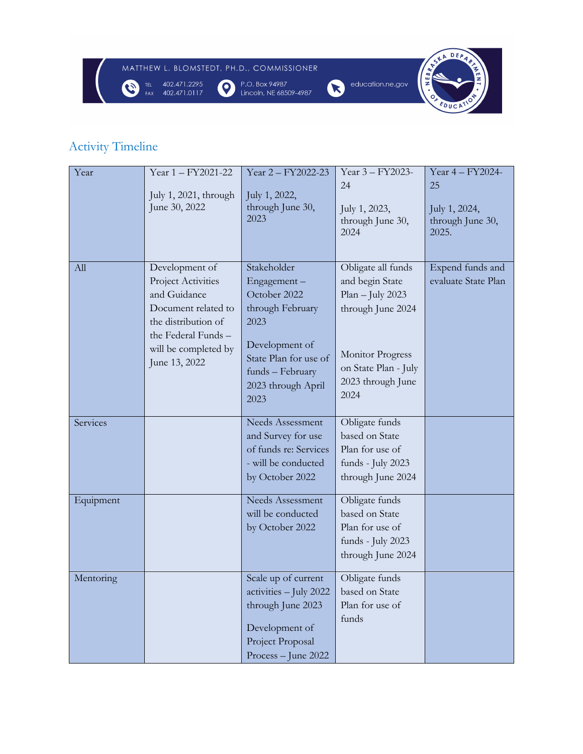## Activity Timeline

| Year | Year 1 – FY2021-22<br><br>July 1, 2021, through June 30, 2022 | Year 2 – FY2022-23<br><br>July 1, 2022, through June 30, 2023 | Year 3 – FY2023-24<br><br>July 1, 2023, through June 30, 2024 | Year 4 – FY2024-25<br><br>July 1, 2024, through June 30, 2025. |
|---|---|---|---|---|
| All | Development of Project Activities and Guidance Document related to the distribution of the Federal Funds – will be completed by June 13, 2022 | Stakeholder Engagement – October 2022 through February 2023<br><br>Development of State Plan for use of funds – February 2023 through April 2023 | Obligate all funds and begin State Plan – July 2023 through June 2024<br><br>Monitor Progress on State Plan - July 2023 through June 2024 | Expend funds and evaluate State Plan |
| Services | | Needs Assessment and Survey for use of funds re: Services - will be conducted by October 2022 | Obligate funds based on State Plan for use of funds - July 2023 through June 2024 | |
| Equipment | | Needs Assessment will be conducted by October 2022 | Obligate funds based on State Plan for use of funds - July 2023 through June 2024 | |
| Mentoring | | Scale up of current activities – July 2022 through June 2023<br><br>Development of Project Proposal Process – June 2022 | Obligate funds based on State Plan for use of funds | |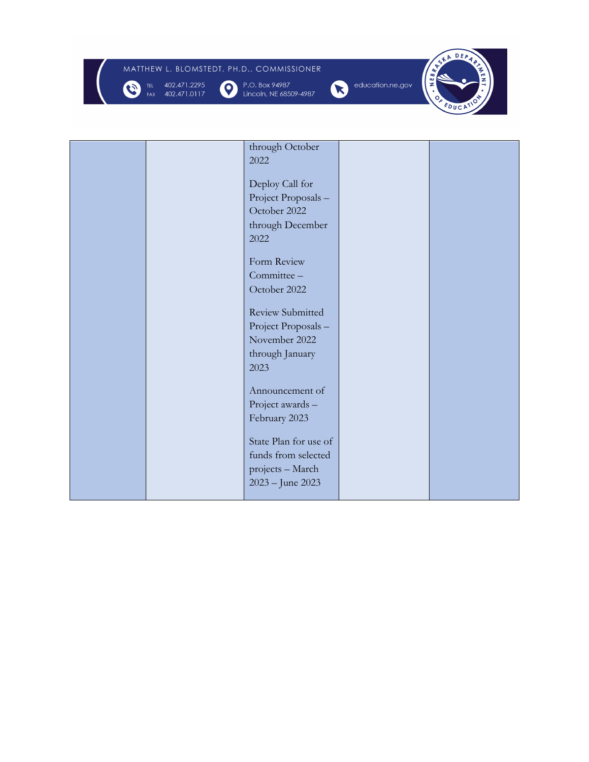| | | | | |
|---|---|---|---|---|
| | | through October 2022<br><br>Deploy Call for Project Proposals – October 2022 through December 2022<br><br>Form Review Committee – October 2022<br><br>Review Submitted Project Proposals – November 2022 through January 2023<br><br>Announcement of Project awards – February 2023<br><br>State Plan for use of funds from selected projects – March 2023 – June 2023 | | |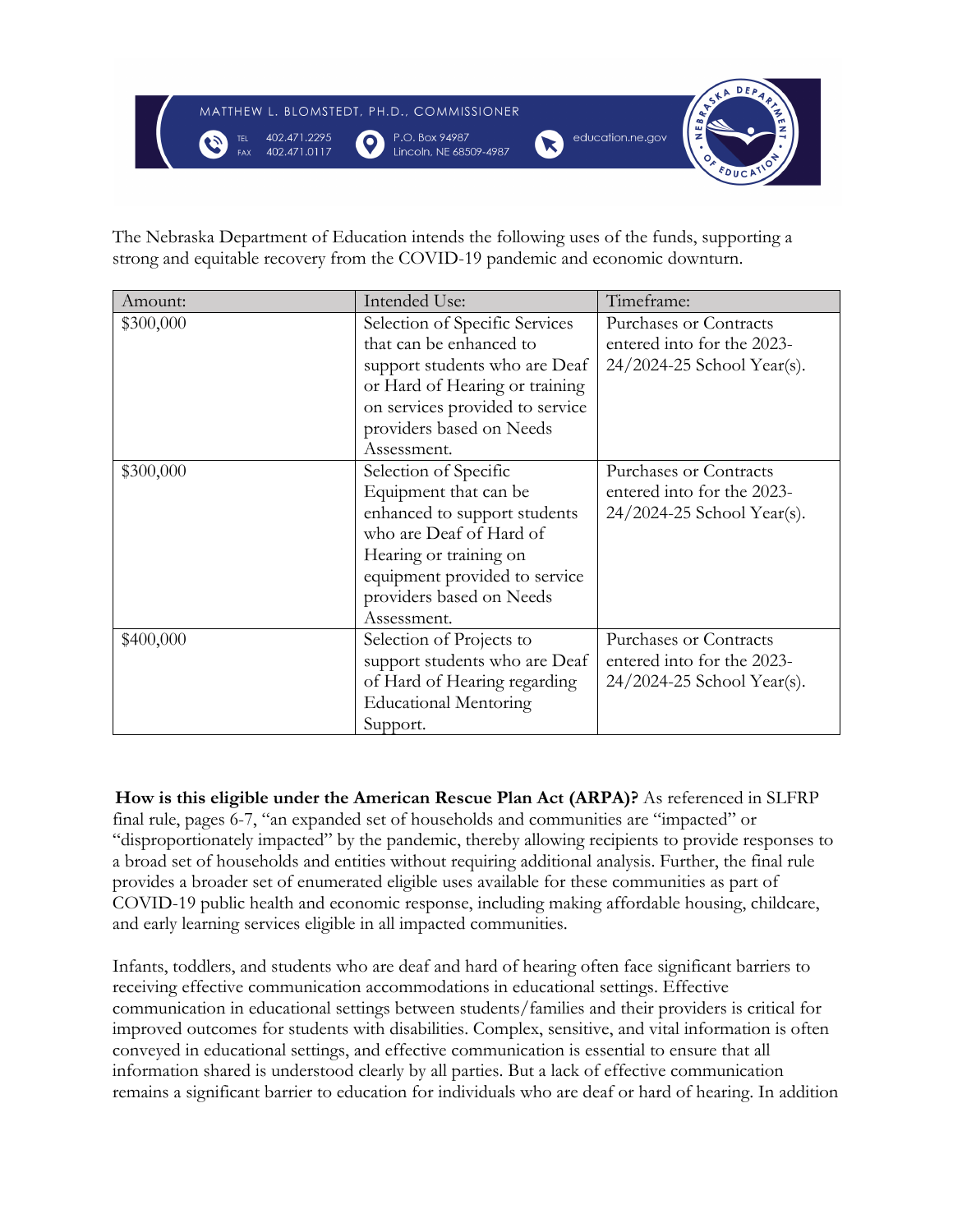The Nebraska Department of Education intends the following uses of the funds, supporting a strong and equitable recovery from the COVID-19 pandemic and economic downturn.

| Amount: | Intended Use: | Timeframe: |
|---|---|---|
| $300,000 | Selection of Specific Services that can be enhanced to support students who are Deaf or Hard of Hearing or training on services provided to service providers based on Needs Assessment. | Purchases or Contracts entered into for the 2023-24/2024-25 School Year(s). |
| $300,000 | Selection of Specific Equipment that can be enhanced to support students who are Deaf of Hard of Hearing or training on equipment provided to service providers based on Needs Assessment. | Purchases or Contracts entered into for the 2023-24/2024-25 School Year(s). |
| $400,000 | Selection of Projects to support students who are Deaf of Hard of Hearing regarding Educational Mentoring Support. | Purchases or Contracts entered into for the 2023-24/2024-25 School Year(s). |

**How is this eligible under the American Rescue Plan Act (ARPA)?** As referenced in SLFRP final rule, pages 6-7, "an expanded set of households and communities are "impacted" or "disproportionately impacted" by the pandemic, thereby allowing recipients to provide responses to a broad set of households and entities without requiring additional analysis. Further, the final rule provides a broader set of enumerated eligible uses available for these communities as part of COVID-19 public health and economic response, including making affordable housing, childcare, and early learning services eligible in all impacted communities.

Infants, toddlers, and students who are deaf and hard of hearing often face significant barriers to receiving effective communication accommodations in educational settings. Effective communication in educational settings between students/families and their providers is critical for improved outcomes for students with disabilities. Complex, sensitive, and vital information is often conveyed in educational settings, and effective communication is essential to ensure that all information shared is understood clearly by all parties. But a lack of effective communication remains a significant barrier to education for individuals who are deaf or hard of hearing. In addition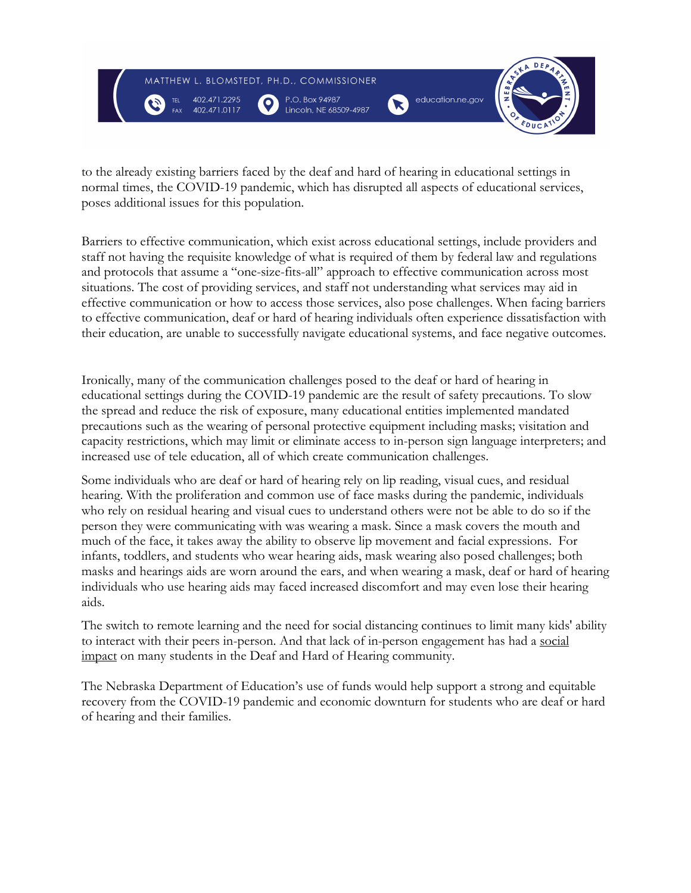to the already existing barriers faced by the deaf and hard of hearing in educational settings in normal times, the COVID-19 pandemic, which has disrupted all aspects of educational services, poses additional issues for this population.

Barriers to effective communication, which exist across educational settings, include providers and staff not having the requisite knowledge of what is required of them by federal law and regulations and protocols that assume a "one-size-fits-all" approach to effective communication across most situations. The cost of providing services, and staff not understanding what services may aid in effective communication or how to access those services, also pose challenges. When facing barriers to effective communication, deaf or hard of hearing individuals often experience dissatisfaction with their education, are unable to successfully navigate educational systems, and face negative outcomes.

Ironically, many of the communication challenges posed to the deaf or hard of hearing in educational settings during the COVID-19 pandemic are the result of safety precautions. To slow the spread and reduce the risk of exposure, many educational entities implemented mandated precautions such as the wearing of personal protective equipment including masks; visitation and capacity restrictions, which may limit or eliminate access to in-person sign language interpreters; and increased use of tele education, all of which create communication challenges.

Some individuals who are deaf or hard of hearing rely on lip reading, visual cues, and residual hearing. With the proliferation and common use of face masks during the pandemic, individuals who rely on residual hearing and visual cues to understand others were not be able to do so if the person they were communicating with was wearing a mask. Since a mask covers the mouth and much of the face, it takes away the ability to observe lip movement and facial expressions. For infants, toddlers, and students who wear hearing aids, mask wearing also posed challenges; both masks and hearings aids are worn around the ears, and when wearing a mask, deaf or hard of hearing individuals who use hearing aids may faced increased discomfort and may even lose their hearing aids.

The switch to remote learning and the need for social distancing continues to limit many kids' ability to interact with their peers in-person. And that lack of in-person engagement has had a social impact on many students in the Deaf and Hard of Hearing community.

The Nebraska Department of Education's use of funds would help support a strong and equitable recovery from the COVID-19 pandemic and economic downturn for students who are deaf or hard of hearing and their families.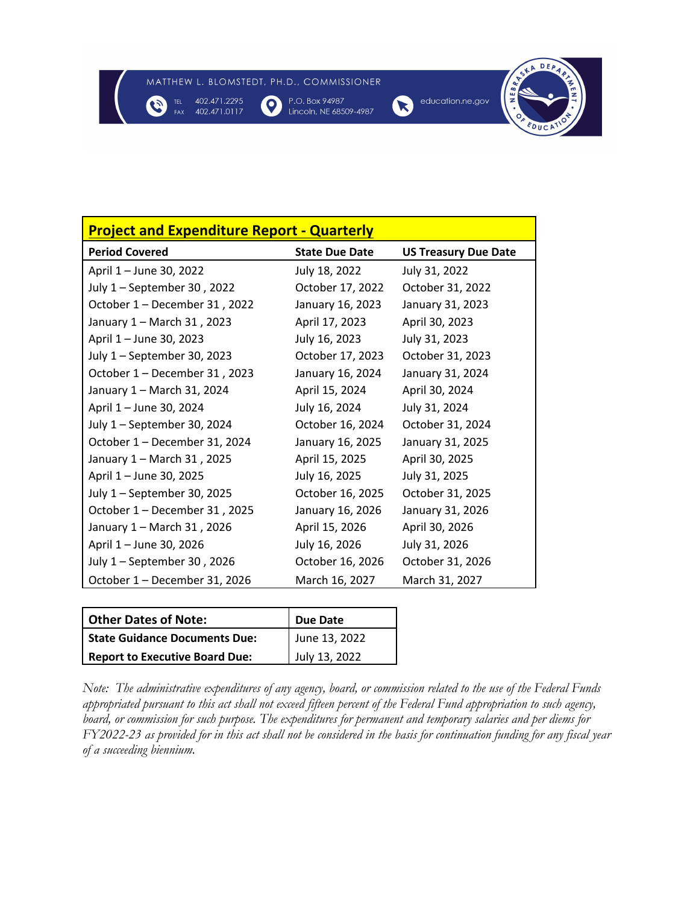MATTHEW L. BLOMSTEDT, PH.D., COMMISSIONER

TEL 402.471.2295
FAX 402.471.0117

P.O. Box 94987
Lincoln, NE 68509-4987

education.ne.gov

| **Project and Expenditure Report - Quarterly** | | |
|---|---|---|
| **Period Covered** | **State Due Date** | **US Treasury Due Date** |
| April 1 – June 30, 2022 | July 18, 2022 | July 31, 2022 |
| July 1 – September 30 , 2022 | October 17, 2022 | October 31, 2022 |
| October 1 – December 31 , 2022 | January 16, 2023 | January 31, 2023 |
| January 1 – March 31 , 2023 | April 17, 2023 | April 30, 2023 |
| April 1 – June 30, 2023 | July 16, 2023 | July 31, 2023 |
| July 1 – September 30, 2023 | October 17, 2023 | October 31, 2023 |
| October 1 – December 31 , 2023 | January 16, 2024 | January 31, 2024 |
| January 1 – March 31, 2024 | April 15, 2024 | April 30, 2024 |
| April 1 – June 30, 2024 | July 16, 2024 | July 31, 2024 |
| July 1 – September 30, 2024 | October 16, 2024 | October 31, 2024 |
| October 1 – December 31, 2024 | January 16, 2025 | January 31, 2025 |
| January 1 – March 31 , 2025 | April 15, 2025 | April 30, 2025 |
| April 1 – June 30, 2025 | July 16, 2025 | July 31, 2025 |
| July 1 – September 30, 2025 | October 16, 2025 | October 31, 2025 |
| October 1 – December 31 , 2025 | January 16, 2026 | January 31, 2026 |
| January 1 – March 31 , 2026 | April 15, 2026 | April 30, 2026 |
| April 1 – June 30, 2026 | July 16, 2026 | July 31, 2026 |
| July 1 – September 30 , 2026 | October 16, 2026 | October 31, 2026 |
| October 1 – December 31, 2026 | March 16, 2027 | March 31, 2027 |

| **Other Dates of Note:** | **Due Date** |
|---|---|
| **State Guidance Documents Due:** | June 13, 2022 |
| **Report to Executive Board Due:** | July 13, 2022 |

*Note: The administrative expenditures of any agency, board, or commission related to the use of the Federal Funds appropriated pursuant to this act shall not exceed fifteen percent of the Federal Fund appropriation to such agency, board, or commission for such purpose. The expenditures for permanent and temporary salaries and per diems for FY2022-23 as provided for in this act shall not be considered in the basis for continuation funding for any fiscal year of a succeeding biennium.*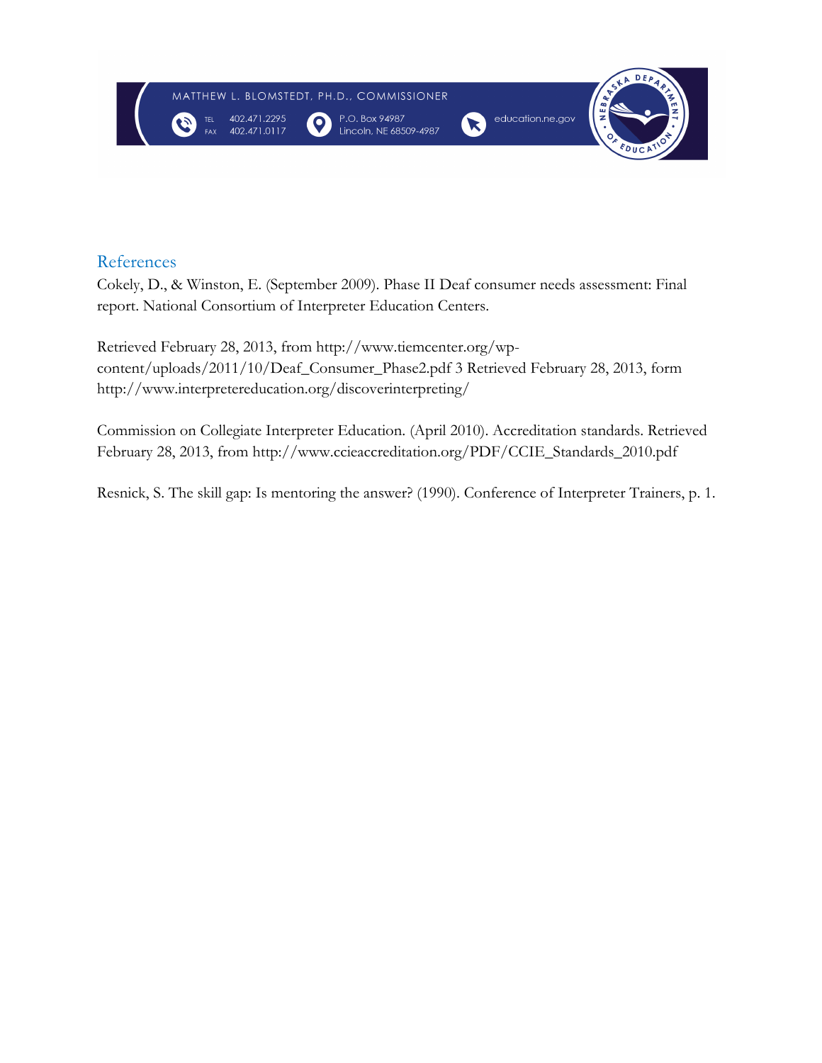## References

Cokely, D., & Winston, E. (September 2009). Phase II Deaf consumer needs assessment: Final report. National Consortium of Interpreter Education Centers.

Retrieved February 28, 2013, from http://www.tiemcenter.org/wp-content/uploads/2011/10/Deaf_Consumer_Phase2.pdf 3 Retrieved February 28, 2013, form http://www.interpretereducation.org/discoverinterpreting/

Commission on Collegiate Interpreter Education. (April 2010). Accreditation standards. Retrieved February 28, 2013, from http://www.ccieaccreditation.org/PDF/CCIE_Standards_2010.pdf

Resnick, S. The skill gap: Is mentoring the answer? (1990). Conference of Interpreter Trainers, p. 1.